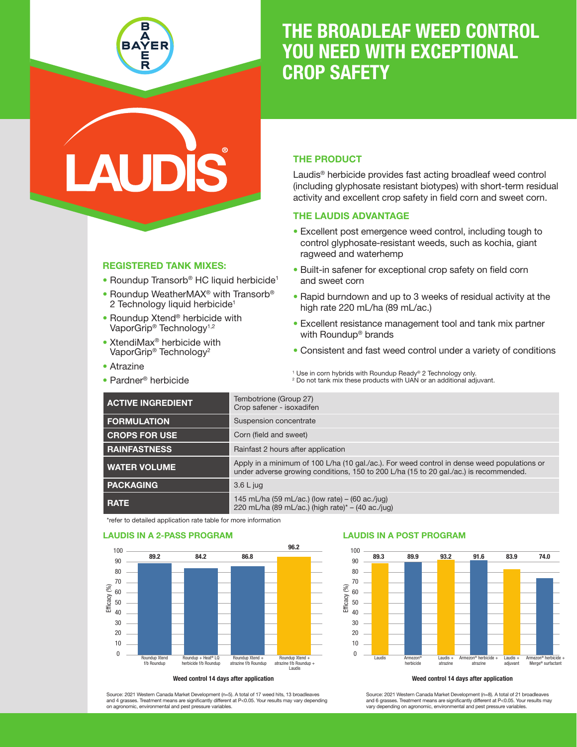# THE BROADLEAF WEED CONTROL YOU NEED WITH EXCEPTIONAL CROP SAFETY

LAUDIS®

## THE PRODUCT

Laudis® herbicide provides fast acting broadleaf weed control (including glyphosate resistant biotypes) with short-term residual activity and excellent crop safety in field corn and sweet corn.

## THE LAUDIS ADVANTAGE

- Excellent post emergence weed control, including tough to control glyphosate-resistant weeds, such as kochia, giant ragweed and waterhemp
- Built-in safener for exceptional crop safety on field corn and sweet corn
- Rapid burndown and up to 3 weeks of residual activity at the high rate 220 mL/ha (89 mL/ac.)
- Excellent resistance management tool and tank mix partner with Roundup® brands
- Consistent and fast weed control under a variety of conditions

## REGISTERED TANK MIXES:

- Roundup Transorb® HC liquid herbicide[1]
- Roundup WeatherMAX® with Transorb® 2 Technology liquid herbicide[1]
- Roundup Xtend® herbicide with VaporGrip® Technology[1,2]
- XtendiMax® herbicide with VaporGrip® Technology[2]
- Atrazine
- Pardner® herbicide

[1] Use in corn hybrids with Roundup Ready® 2 Technology only.
[2] Do not tank mix these products with UAN or an additional adjuvant.

| ACTIVE INGREDIENT | Tembotrione (Group 27)<br>Crop safener - isoxadifen |
|---|---|
| FORMULATION | Suspension concentrate |
| CROPS FOR USE | Corn (field and sweet) |
| RAINFASTNESS | Rainfast 2 hours after application |
| WATER VOLUME | Apply in a minimum of 100 L/ha (10 gal./ac.). For weed control in dense weed populations or under adverse growing conditions, 150 to 200 L/ha (15 to 20 gal./ac.) is recommended. |
| PACKAGING | 3.6 L jug |
| RATE | 145 mL/ha (59 mL/ac.) (low rate) – (60 ac./jug)<br>220 mL/ha (89 mL/ac.) (high rate)* – (40 ac./jug) |

*refer to detailed application rate table for more information

## LAUDIS IN A 2-PASS PROGRAM

Weed control 14 days after application – Efficacy (%)

| Treatment | Efficacy (%) |
|---|---|
| Roundup Xtend f/b Roundup | 89.2 |
| Roundup + Heat® LQ herbicide f/b Roundup | 84.2 |
| Roundup Xtend + atrazine f/b Roundup | 86.8 |
| Roundup Xtend + atrazine f/b Roundup + Laudis | 96.2 |

Source: 2021 Western Canada Market Development (n=5). A total of 17 weed hits, 13 broadleaves and 4 grasses. Treatment means are significantly different at P<0.05. Your results may vary depending on agronomic, environmental and pest pressure variables.

## LAUDIS IN A POST PROGRAM

Weed control 14 days after application – Efficacy (%)

| Treatment | Efficacy (%) |
|---|---|
| Laudis | 89.3 |
| Armezon® herbicide | 89.9 |
| Laudis + atrazine | 93.2 |
| Armezon® herbicide + atrazine | 91.6 |
| Laudis + adjuvant | 83.9 |
| Armezon® herbicide + Merge® surfactant | 74.0 |

Source: 2021 Western Canada Market Development (n=8). A total of 21 broadleaves and 6 grasses. Treatment means are significantly different at P<0.05. Your results may vary depending on agronomic, environmental and pest pressure variables.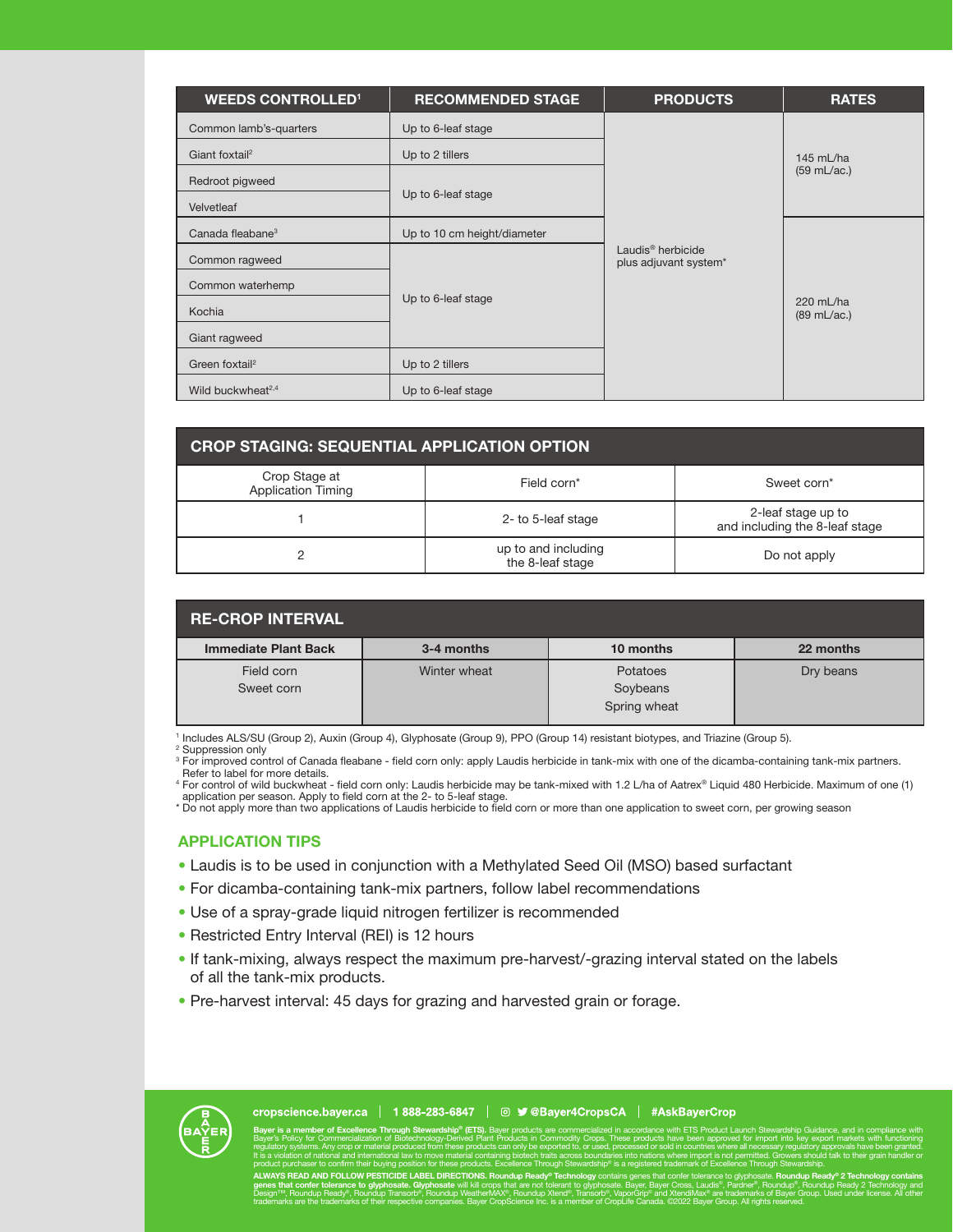| WEEDS CONTROLLED[1] | RECOMMENDED STAGE | PRODUCTS | RATES |
|---|---|---|---|
| Common lamb's-quarters | Up to 6-leaf stage | Laudis® herbicide plus adjuvant system* | 145 mL/ha (59 mL/ac.) |
| Giant foxtail[2] | Up to 2 tillers | | |
| Redroot pigweed | Up to 6-leaf stage | | |
| Velvetleaf | | | |
| Canada fleabane[3] | Up to 10 cm height/diameter | | 220 mL/ha (89 mL/ac.) |
| Common ragweed | Up to 6-leaf stage | | |
| Common waterhemp | | | |
| Kochia | | | |
| Giant ragweed | | | |
| Green foxtail[2] | Up to 2 tillers | | |
| Wild buckwheat[2,4] | Up to 6-leaf stage | | |

## CROP STAGING: SEQUENTIAL APPLICATION OPTION

| Crop Stage at Application Timing | Field corn* | Sweet corn* |
|---|---|---|
| 1 | 2- to 5-leaf stage | 2-leaf stage up to and including the 8-leaf stage |
| 2 | up to and including the 8-leaf stage | Do not apply |

## RE-CROP INTERVAL

| Immediate Plant Back | 3-4 months | 10 months | 22 months |
|---|---|---|---|
| Field corn<br>Sweet corn | Winter wheat | Potatoes<br>Soybeans<br>Spring wheat | Dry beans |

[1] Includes ALS/SU (Group 2), Auxin (Group 4), Glyphosate (Group 9), PPO (Group 14) resistant biotypes, and Triazine (Group 5).
[2] Suppression only
[3] For improved control of Canada fleabane - field corn only: apply Laudis herbicide in tank-mix with one of the dicamba-containing tank-mix partners. Refer to label for more details.
[4] For control of wild buckwheat - field corn only: Laudis herbicide may be tank-mixed with 1.2 L/ha of Aatrex® Liquid 480 Herbicide. Maximum of one (1) application per season. Apply to field corn at the 2- to 5-leaf stage.
* Do not apply more than two applications of Laudis herbicide to field corn or more than one application to sweet corn, per growing season

## APPLICATION TIPS

- Laudis is to be used in conjunction with a Methylated Seed Oil (MSO) based surfactant
- For dicamba-containing tank-mix partners, follow label recommendations
- Use of a spray-grade liquid nitrogen fertilizer is recommended
- Restricted Entry Interval (REI) is 12 hours
- If tank-mixing, always respect the maximum pre-harvest/-grazing interval stated on the labels of all the tank-mix products.
- Pre-harvest interval: 45 days for grazing and harvested grain or forage.

**cropscience.bayer.ca | 1 888-283-6847 | @Bayer4CropsCA | #AskBayerCrop**

**Bayer is a member of Excellence Through Stewardship® (ETS).** Bayer products are commercialized in accordance with ETS Product Launch Stewardship Guidance, and in compliance with Bayer's Policy for Commercialization of Biotechnology-Derived Plant Products in Commodity Crops. These products have been approved for import into key export markets with functioning regulatory systems. Any crop or material produced from these products can only be exported to, or used, processed or sold in countries where all necessary regulatory approvals have been granted. It is a violation of national and international law to move material containing biotech traits across boundaries into nations where import is not permitted. Growers should talk to their grain handler or product purchaser to confirm their buying position for these products. Excellence Through Stewardship® is a registered trademark of Excellence Through Stewardship.

**ALWAYS READ AND FOLLOW PESTICIDE LABEL DIRECTIONS. Roundup Ready® Technology** contains genes that confer tolerance to glyphosate. **Roundup Ready® 2 Technology contains genes that confer tolerance to glyphosate. Glyphosate** will kill crops that are not tolerant to glyphosate. Bayer, Bayer Cross, Laudis®, Pardner®, Roundup®, Roundup Ready 2 Technology and Design™, Roundup Ready®, Roundup Transorb®, Roundup WeatherMAX®, Roundup Xtend®, Transorb®, VaporGrip® and XtendiMax® are trademarks of Bayer Group. Used under license. All other trademarks are the trademarks of their respective companies. Bayer CropScience Inc. is a member of CropLife Canada. ©2022 Bayer Group. All rights reserved.